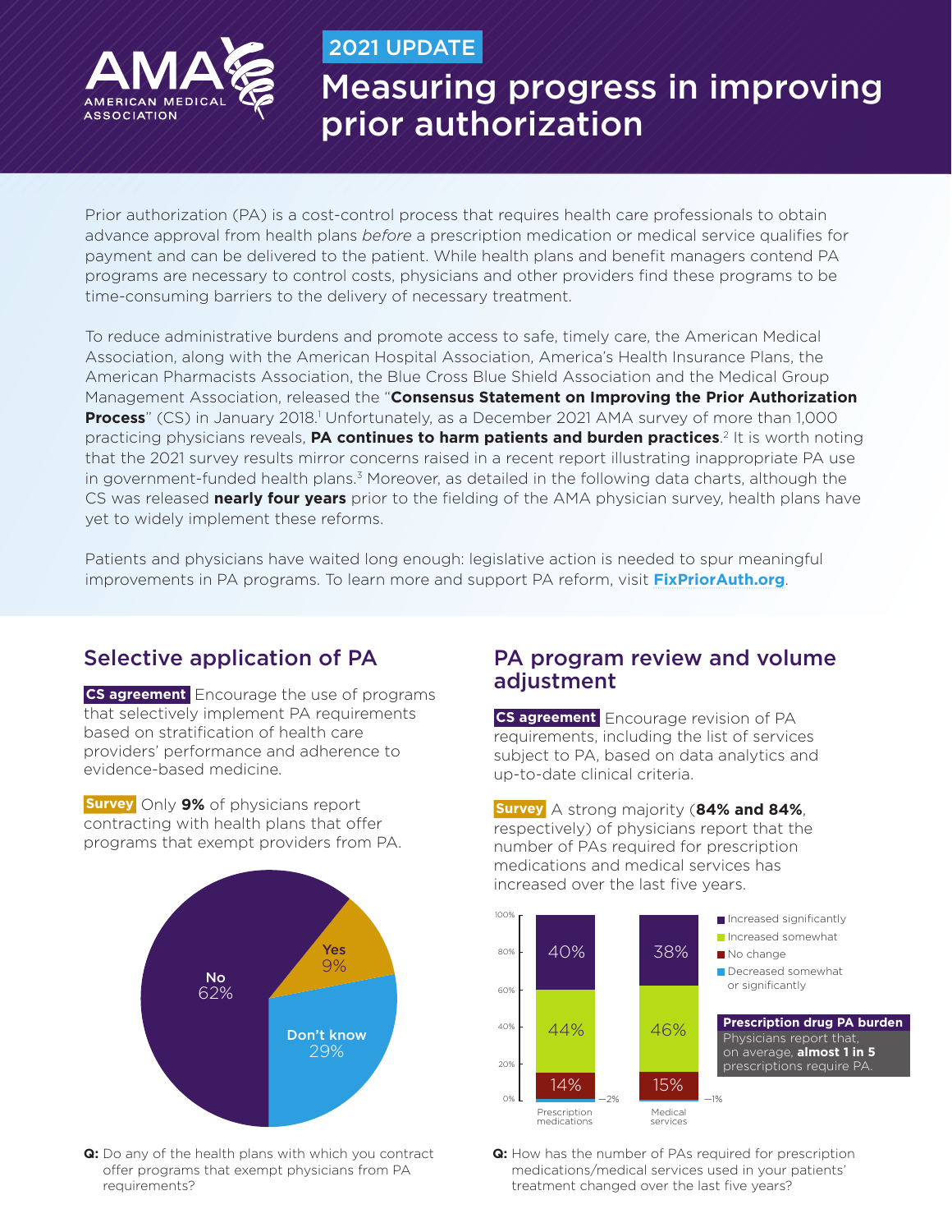AMA AMERICAN MEDICAL ASSOCIATION

2021 UPDATE

# Measuring progress in improving prior authorization

Prior authorization (PA) is a cost-control process that requires health care professionals to obtain advance approval from health plans *before* a prescription medication or medical service qualifies for payment and can be delivered to the patient. While health plans and benefit managers contend PA programs are necessary to control costs, physicians and other providers find these programs to be time-consuming barriers to the delivery of necessary treatment.

To reduce administrative burdens and promote access to safe, timely care, the American Medical Association, along with the American Hospital Association, America's Health Insurance Plans, the American Pharmacists Association, the Blue Cross Blue Shield Association and the Medical Group Management Association, released the "**Consensus Statement on Improving the Prior Authorization Process**" (CS) in January 2018.[1] Unfortunately, as a December 2021 AMA survey of more than 1,000 practicing physicians reveals, **PA continues to harm patients and burden practices**.[2] It is worth noting that the 2021 survey results mirror concerns raised in a recent report illustrating inappropriate PA use in government-funded health plans.[3] Moreover, as detailed in the following data charts, although the CS was released **nearly four years** prior to the fielding of the AMA physician survey, health plans have yet to widely implement these reforms.

Patients and physicians have waited long enough: legislative action is needed to spur meaningful improvements in PA programs. To learn more and support PA reform, visit **FixPriorAuth.org**.

## Selective application of PA

**CS agreement** Encourage the use of programs that selectively implement PA requirements based on stratification of health care providers' performance and adherence to evidence-based medicine.

**Survey** Only **9%** of physicians report contracting with health plans that offer programs that exempt providers from PA.

| Response | Percent |
|---|---|
| No | 62% |
| Yes | 9% |
| Don't know | 29% |

**Q:** Do any of the health plans with which you contract offer programs that exempt physicians from PA requirements?

## PA program review and volume adjustment

**CS agreement** Encourage revision of PA requirements, including the list of services subject to PA, based on data analytics and up-to-date clinical criteria.

**Survey** A strong majority (**84% and 84%**, respectively) of physicians report that the number of PAs required for prescription medications and medical services has increased over the last five years.

| | Prescription medications | Medical services |
|---|---|---|
| Increased significantly | 40% | 38% |
| Increased somewhat | 44% | 46% |
| No change | 14% | 15% |
| Decreased somewhat or significantly | 2% | 1% |

**Prescription drug PA burden**
Physicians report that, on average, **almost 1 in 5** prescriptions require PA.

**Q:** How has the number of PAs required for prescription medications/medical services used in your patients' treatment changed over the last five years?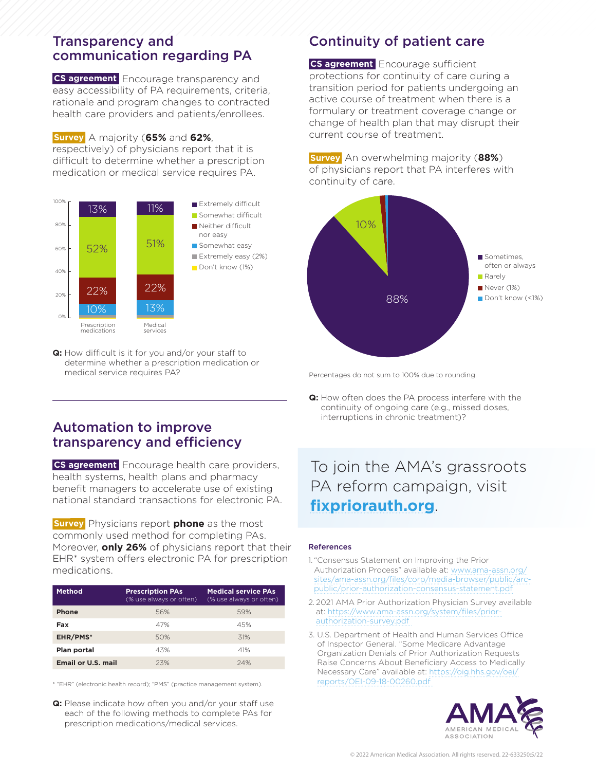## Transparency and communication regarding PA

**CS agreement** Encourage transparency and easy accessibility of PA requirements, criteria, rationale and program changes to contracted health care providers and patients/enrollees.

**Survey** A majority (**65%** and **62%**, respectively) of physicians report that it is difficult to determine whether a prescription medication or medical service requires PA.

100%
80%
60%
40%
20%
0%

Prescription medications: 13%, 52%, 22%, 10%

Medical services: 11%, 51%, 22%, 13%

Extremely difficult
Somewhat difficult
Neither difficult nor easy
Somewhat easy
Extremely easy (2%)
Don't know (1%)

**Q:** How difficult is it for you and/or your staff to determine whether a prescription medication or medical service requires PA?

## Automation to improve transparency and efficiency

**CS agreement** Encourage health care providers, health systems, health plans and pharmacy benefit managers to accelerate use of existing national standard transactions for electronic PA.

**Survey** Physicians report **phone** as the most commonly used method for completing PAs. Moreover, **only 26%** of physicians report that their EHR* system offers electronic PA for prescription medications.

| Method | Prescription PAs (% use always or often) | Medical service PAs (% use always or often) |
|---|---|---|
| **Phone** | 56% | 59% |
| **Fax** | 47% | 45% |
| **EHR/PMS*** | 50% | 31% |
| **Plan portal** | 43% | 41% |
| **Email or U.S. mail** | 23% | 24% |

\* "EHR" (electronic health record); "PMS" (practice management system).

**Q:** Please indicate how often you and/or your staff use each of the following methods to complete PAs for prescription medications/medical services.

## Continuity of patient care

**CS agreement** Encourage sufficient protections for continuity of care during a transition period for patients undergoing an active course of treatment when there is a formulary or treatment coverage change or change of health plan that may disrupt their current course of treatment.

**Survey** An overwhelming majority (**88%**) of physicians report that PA interferes with continuity of care.

88%
10%

Sometimes, often or always
Rarely
Never (1%)
Don't know (<1%)

Percentages do not sum to 100% due to rounding.

**Q:** How often does the PA process interfere with the continuity of ongoing care (e.g., missed doses, interruptions in chronic treatment)?

To join the AMA's grassroots PA reform campaign, visit **fixpriorauth.org**.

### References

1. "Consensus Statement on Improving the Prior Authorization Process" available at: www.ama-assn.org/sites/ama-assn.org/files/corp/media-browser/public/arc-public/prior-authorization-consensus-statement.pdf
2. 2021 AMA Prior Authorization Physician Survey available at: https://www.ama-assn.org/system/files/prior-authorization-survey.pdf
3. U.S. Department of Health and Human Services Office of Inspector General. "Some Medicare Advantage Organization Denials of Prior Authorization Requests Raise Concerns About Beneficiary Access to Medically Necessary Care" available at: https://oig.hhs.gov/oei/reports/OEI-09-18-00260.pdf

AMA AMERICAN MEDICAL ASSOCIATION

© 2022 American Medical Association. All rights reserved. 22-633250:5/22